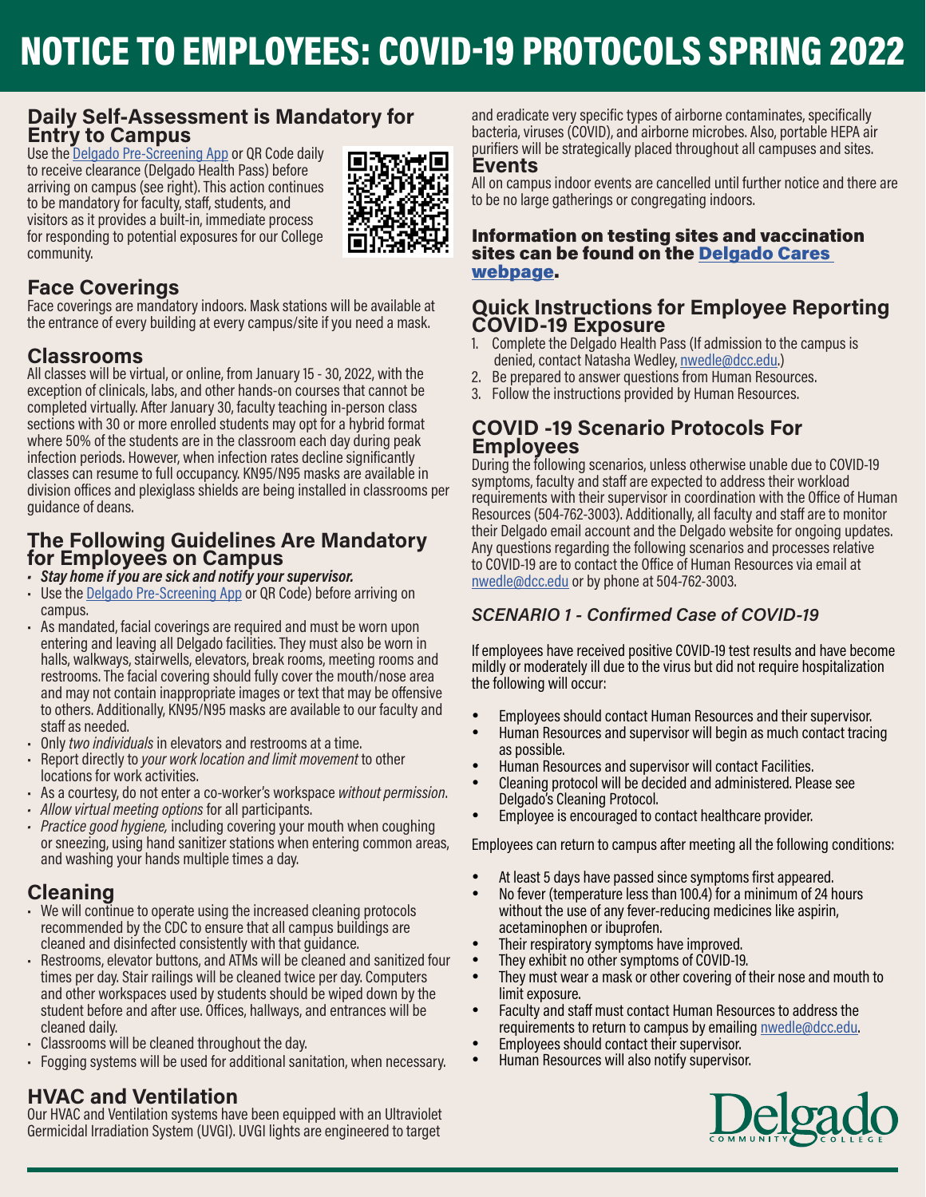# NOTICE TO EMPLOYEES: COVID-19 PROTOCOLS SPRING 2022

## Daily Self-Assessment is Mandatory for Entry to Campus

Use the Delgado Pre-Screening App or QR Code daily to receive clearance (Delgado Health Pass) before arriving on campus (see right). This action continues to be mandatory for faculty, staff, students, and visitors as it provides a built-in, immediate process for responding to potential exposures for our College community.

## Face Coverings

Face coverings are mandatory indoors. Mask stations will be available at the entrance of every building at every campus/site if you need a mask.

## Classrooms

All classes will be virtual, or online, from January 15 - 30, 2022, with the exception of clinicals, labs, and other hands-on courses that cannot be completed virtually. After January 30, faculty teaching in-person class sections with 30 or more enrolled students may opt for a hybrid format where 50% of the students are in the classroom each day during peak infection periods. However, when infection rates decline significantly classes can resume to full occupancy. KN95/N95 masks are available in division offices and plexiglass shields are being installed in classrooms per guidance of deans.

## The Following Guidelines Are Mandatory for Employees on Campus

- ***Stay home if you are sick and notify your supervisor.***
- Use the Delgado Pre-Screening App or QR Code) before arriving on campus.
- As mandated, facial coverings are required and must be worn upon entering and leaving all Delgado facilities. They must also be worn in halls, walkways, stairwells, elevators, break rooms, meeting rooms and restrooms. The facial covering should fully cover the mouth/nose area and may not contain inappropriate images or text that may be offensive to others. Additionally, KN95/N95 masks are available to our faculty and staff as needed.
- Only *two individuals* in elevators and restrooms at a time.
- Report directly to *your work location and limit movement* to other locations for work activities.
- As a courtesy, do not enter a co-worker's workspace *without permission*.
- *Allow virtual meeting options* for all participants.
- *Practice good hygiene,* including covering your mouth when coughing or sneezing, using hand sanitizer stations when entering common areas, and washing your hands multiple times a day.

## Cleaning

- We will continue to operate using the increased cleaning protocols recommended by the CDC to ensure that all campus buildings are cleaned and disinfected consistently with that guidance.
- Restrooms, elevator buttons, and ATMs will be cleaned and sanitized four times per day. Stair railings will be cleaned twice per day. Computers and other workspaces used by students should be wiped down by the student before and after use. Offices, hallways, and entrances will be cleaned daily.
- Classrooms will be cleaned throughout the day.
- Fogging systems will be used for additional sanitation, when necessary.

## HVAC and Ventilation

Our HVAC and Ventilation systems have been equipped with an Ultraviolet Germicidal Irradiation System (UVGI). UVGI lights are engineered to target and eradicate very specific types of airborne contaminates, specifically bacteria, viruses (COVID), and airborne microbes. Also, portable HEPA air purifiers will be strategically placed throughout all campuses and sites.

## Events

All on campus indoor events are cancelled until further notice and there are to be no large gatherings or congregating indoors.

**Information on testing sites and vaccination sites can be found on the Delgado Cares webpage.**

## Quick Instructions for Employee Reporting COVID-19 Exposure

1. Complete the Delgado Health Pass (If admission to the campus is denied, contact Natasha Wedley, nwedle@dcc.edu.)
2. Be prepared to answer questions from Human Resources.
3. Follow the instructions provided by Human Resources.

## COVID -19 Scenario Protocols For Employees

During the following scenarios, unless otherwise unable due to COVID-19 symptoms, faculty and staff are expected to address their workload requirements with their supervisor in coordination with the Office of Human Resources (504-762-3003). Additionally, all faculty and staff are to monitor their Delgado email account and the Delgado website for ongoing updates. Any questions regarding the following scenarios and processes relative to COVID-19 are to contact the Office of Human Resources via email at nwedle@dcc.edu or by phone at 504-762-3003.

### *SCENARIO 1 - Confirmed Case of COVID-19*

If employees have received positive COVID-19 test results and have become mildly or moderately ill due to the virus but did not require hospitalization the following will occur:

- Employees should contact Human Resources and their supervisor.
- Human Resources and supervisor will begin as much contact tracing as possible.
- Human Resources and supervisor will contact Facilities.
- Cleaning protocol will be decided and administered. Please see Delgado's Cleaning Protocol.
- Employee is encouraged to contact healthcare provider.

Employees can return to campus after meeting all the following conditions:

- At least 5 days have passed since symptoms first appeared.
- No fever (temperature less than 100.4) for a minimum of 24 hours without the use of any fever-reducing medicines like aspirin, acetaminophen or ibuprofen.
- Their respiratory symptoms have improved.
- They exhibit no other symptoms of COVID-19.
- They must wear a mask or other covering of their nose and mouth to limit exposure.
- Faculty and staff must contact Human Resources to address the requirements to return to campus by emailing nwedle@dcc.edu.
- Employees should contact their supervisor.
- Human Resources will also notify supervisor.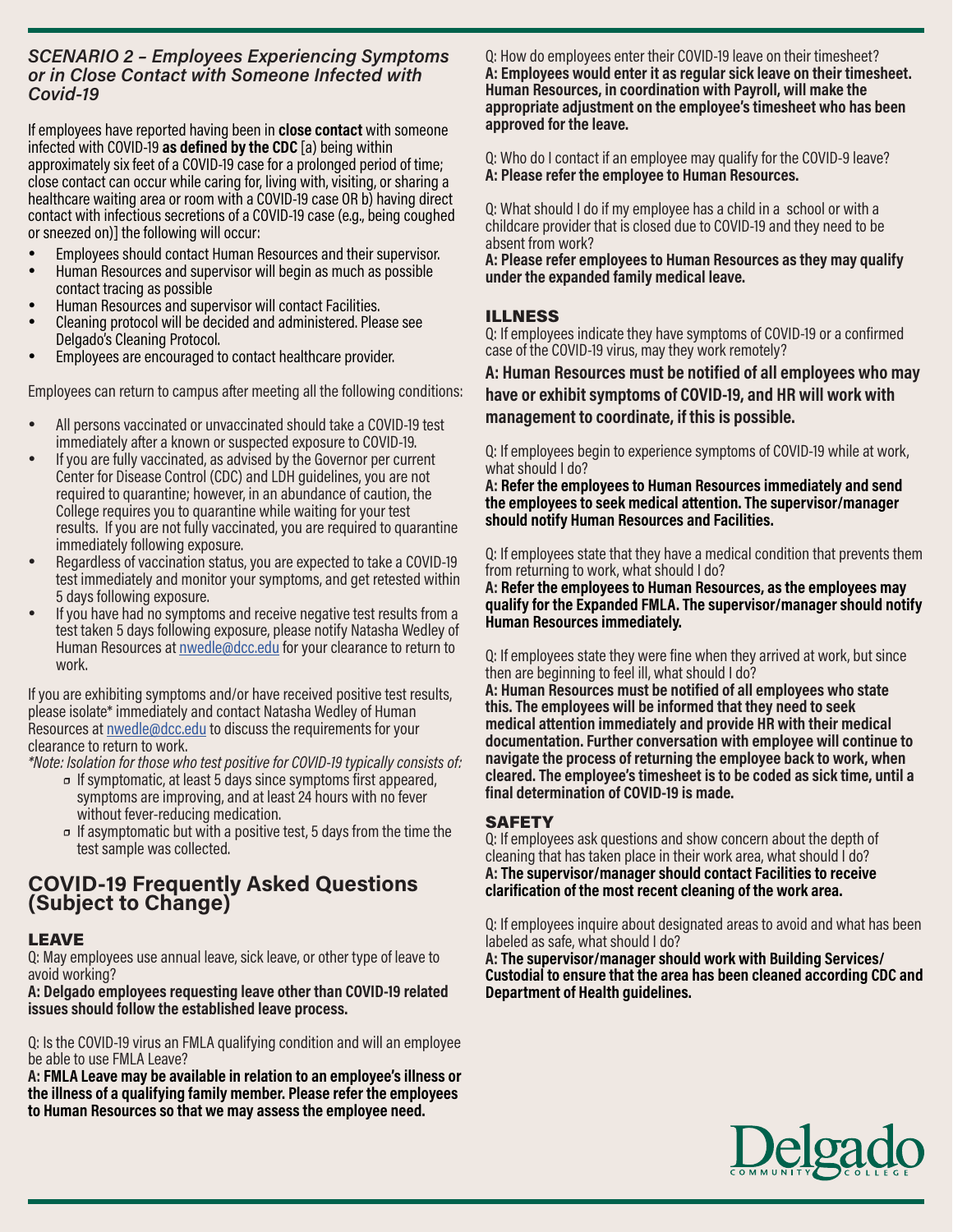### *SCENARIO 2 – Employees Experiencing Symptoms or in Close Contact with Someone Infected with Covid-19*

If employees have reported having been in **close contact** with someone infected with COVID-19 **as defined by the CDC** [a) being within approximately six feet of a COVID-19 case for a prolonged period of time; close contact can occur while caring for, living with, visiting, or sharing a healthcare waiting area or room with a COVID-19 case OR b) having direct contact with infectious secretions of a COVID-19 case (e.g., being coughed or sneezed on)] the following will occur:

- Employees should contact Human Resources and their supervisor.
- Human Resources and supervisor will begin as much as possible contact tracing as possible
- Human Resources and supervisor will contact Facilities.
- Cleaning protocol will be decided and administered. Please see Delgado's Cleaning Protocol.
- Employees are encouraged to contact healthcare provider.

Employees can return to campus after meeting all the following conditions:

- All persons vaccinated or unvaccinated should take a COVID-19 test immediately after a known or suspected exposure to COVID-19.
- If you are fully vaccinated, as advised by the Governor per current Center for Disease Control (CDC) and LDH guidelines, you are not required to quarantine; however, in an abundance of caution, the College requires you to quarantine while waiting for your test results. If you are not fully vaccinated, you are required to quarantine immediately following exposure.
- Regardless of vaccination status, you are expected to take a COVID-19 test immediately and monitor your symptoms, and get retested within 5 days following exposure.
- If you have had no symptoms and receive negative test results from a test taken 5 days following exposure, please notify Natasha Wedley of Human Resources at nwedle@dcc.edu for your clearance to return to work.

If you are exhibiting symptoms and/or have received positive test results, please isolate* immediately and contact Natasha Wedley of Human Resources at nwedle@dcc.edu to discuss the requirements for your clearance to return to work.

*\*Note: Isolation for those who test positive for COVID-19 typically consists of:*

- If symptomatic, at least 5 days since symptoms first appeared, symptoms are improving, and at least 24 hours with no fever without fever-reducing medication.
- If asymptomatic but with a positive test, 5 days from the time the test sample was collected.

## COVID-19 Frequently Asked Questions (Subject to Change)

### LEAVE

Q: May employees use annual leave, sick leave, or other type of leave to avoid working?
**A: Delgado employees requesting leave other than COVID-19 related issues should follow the established leave process.**

Q: Is the COVID-19 virus an FMLA qualifying condition and will an employee be able to use FMLA Leave?
**A: FMLA Leave may be available in relation to an employee's illness or the illness of a qualifying family member. Please refer the employees to Human Resources so that we may assess the employee need.**

Q: How do employees enter their COVID-19 leave on their timesheet?
**A: Employees would enter it as regular sick leave on their timesheet. Human Resources, in coordination with Payroll, will make the appropriate adjustment on the employee's timesheet who has been approved for the leave.**

Q: Who do I contact if an employee may qualify for the COVID-9 leave?
**A: Please refer the employee to Human Resources.**

Q: What should I do if my employee has a child in a school or with a childcare provider that is closed due to COVID-19 and they need to be absent from work?
**A: Please refer employees to Human Resources as they may qualify under the expanded family medical leave.**

### ILLNESS

Q: If employees indicate they have symptoms of COVID-19 or a confirmed case of the COVID-19 virus, may they work remotely?
**A: Human Resources must be notified of all employees who may have or exhibit symptoms of COVID-19, and HR will work with management to coordinate, if this is possible.**

Q: If employees begin to experience symptoms of COVID-19 while at work, what should I do?
**A: Refer the employees to Human Resources immediately and send the employees to seek medical attention. The supervisor/manager should notify Human Resources and Facilities.**

Q: If employees state that they have a medical condition that prevents them from returning to work, what should I do?
**A: Refer the employees to Human Resources, as the employees may qualify for the Expanded FMLA. The supervisor/manager should notify Human Resources immediately.**

Q: If employees state they were fine when they arrived at work, but since then are beginning to feel ill, what should I do?
**A: Human Resources must be notified of all employees who state this. The employees will be informed that they need to seek medical attention immediately and provide HR with their medical documentation. Further conversation with employee will continue to navigate the process of returning the employee back to work, when cleared. The employee's timesheet is to be coded as sick time, until a final determination of COVID-19 is made.**

### SAFETY

Q: If employees ask questions and show concern about the depth of cleaning that has taken place in their work area, what should I do?
**A: The supervisor/manager should contact Facilities to receive clarification of the most recent cleaning of the work area.**

Q: If employees inquire about designated areas to avoid and what has been labeled as safe, what should I do?
**A: The supervisor/manager should work with Building Services/ Custodial to ensure that the area has been cleaned according CDC and Department of Health guidelines.**

Delgado COMMUNITY COLLEGE